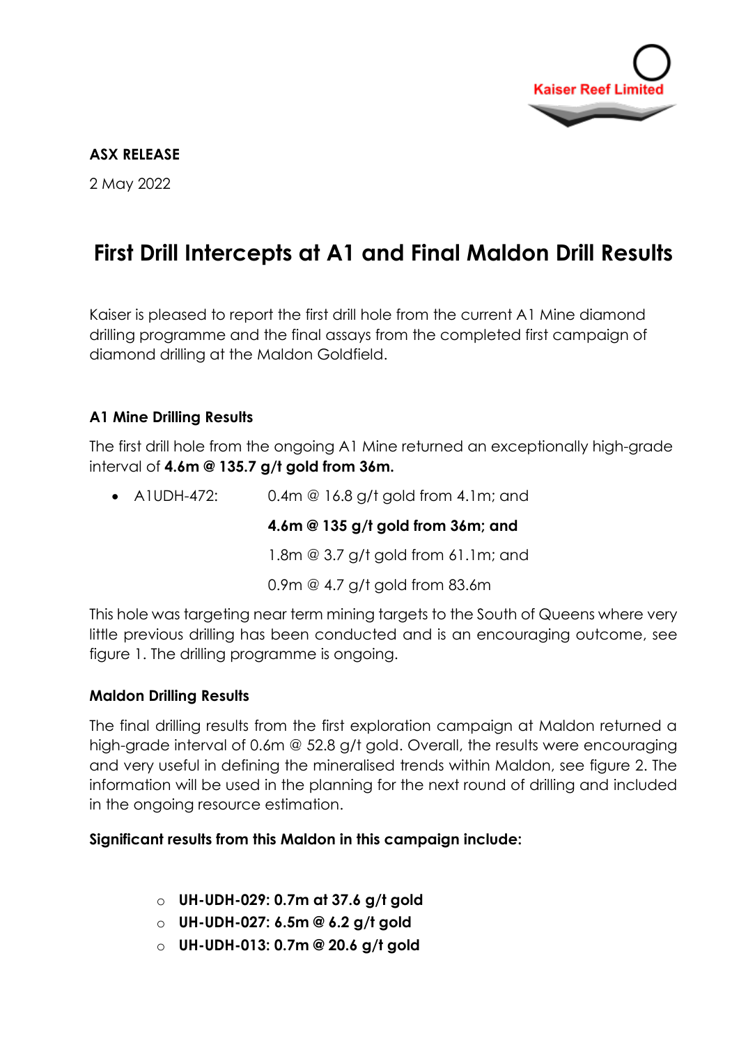Kaiser Reef Limited

**ASX RELEASE**

2 May 2022

# First Drill Intercepts at A1 and Final Maldon Drill Results

Kaiser is pleased to report the first drill hole from the current A1 Mine diamond drilling programme and the final assays from the completed first campaign of diamond drilling at the Maldon Goldfield.

### A1 Mine Drilling Results

The first drill hole from the ongoing A1 Mine returned an exceptionally high-grade interval of **4.6m @ 135.7 g/t gold from 36m.**

- A1UDH-472: 0.4m @ 16.8 g/t gold from 4.1m; and

  **4.6m @ 135 g/t gold from 36m; and**

  1.8m @ 3.7 g/t gold from 61.1m; and

  0.9m @ 4.7 g/t gold from 83.6m

This hole was targeting near term mining targets to the South of Queens where very little previous drilling has been conducted and is an encouraging outcome, see figure 1. The drilling programme is ongoing.

### Maldon Drilling Results

The final drilling results from the first exploration campaign at Maldon returned a high-grade interval of 0.6m @ 52.8 g/t gold. Overall, the results were encouraging and very useful in defining the mineralised trends within Maldon, see figure 2. The information will be used in the planning for the next round of drilling and included in the ongoing resource estimation.

**Significant results from this Maldon in this campaign include:**

- **UH-UDH-029: 0.7m at 37.6 g/t gold**
- **UH-UDH-027: 6.5m @ 6.2 g/t gold**
- **UH-UDH-013: 0.7m @ 20.6 g/t gold**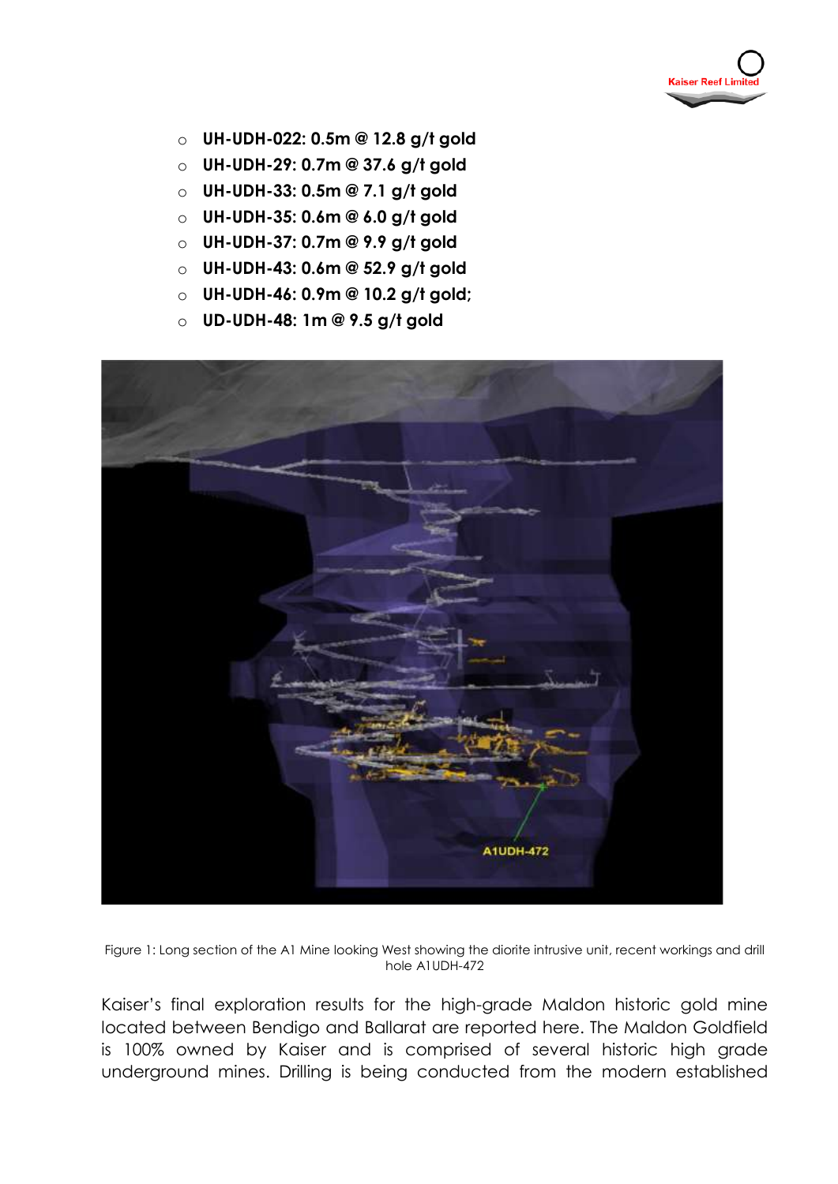- **UH-UDH-022: 0.5m @ 12.8 g/t gold**
- **UH-UDH-29: 0.7m @ 37.6 g/t gold**
- **UH-UDH-33: 0.5m @ 7.1 g/t gold**
- **UH-UDH-35: 0.6m @ 6.0 g/t gold**
- **UH-UDH-37: 0.7m @ 9.9 g/t gold**
- **UH-UDH-43: 0.6m @ 52.9 g/t gold**
- **UH-UDH-46: 0.9m @ 10.2 g/t gold;**
- **UD-UDH-48: 1m @ 9.5 g/t gold**

Figure 1: Long section of the A1 Mine looking West showing the diorite intrusive unit, recent workings and drill hole A1UDH-472

Kaiser's final exploration results for the high-grade Maldon historic gold mine located between Bendigo and Ballarat are reported here. The Maldon Goldfield is 100% owned by Kaiser and is comprised of several historic high grade underground mines. Drilling is being conducted from the modern established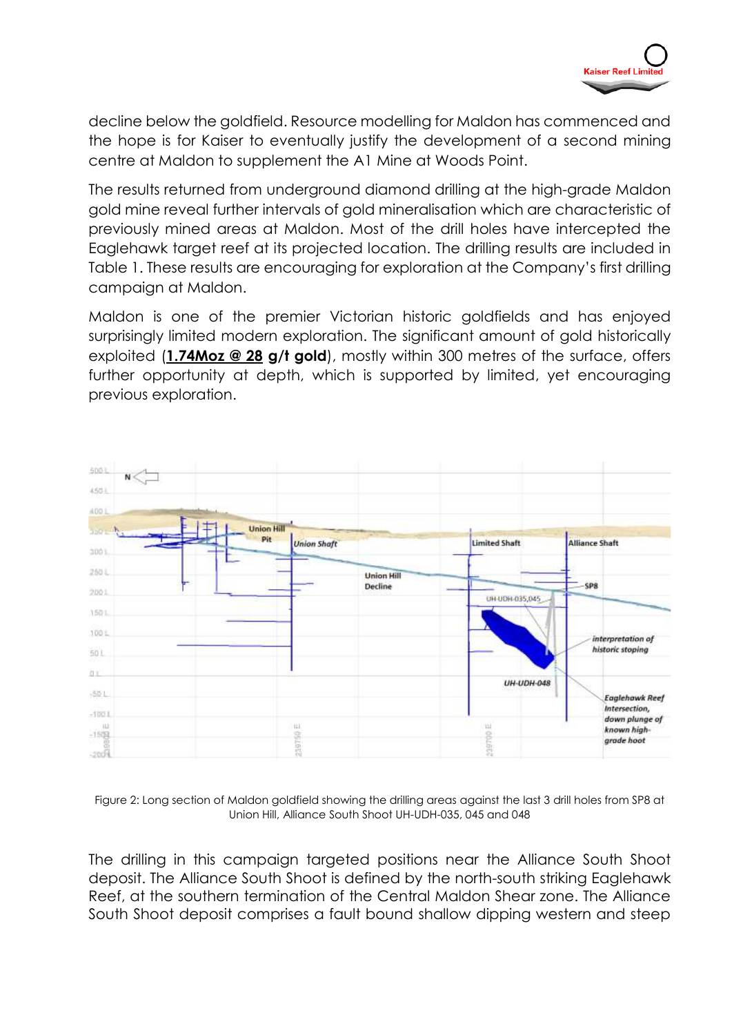decline below the goldfield. Resource modelling for Maldon has commenced and the hope is for Kaiser to eventually justify the development of a second mining centre at Maldon to supplement the A1 Mine at Woods Point.

The results returned from underground diamond drilling at the high-grade Maldon gold mine reveal further intervals of gold mineralisation which are characteristic of previously mined areas at Maldon. Most of the drill holes have intercepted the Eaglehawk target reef at its projected location. The drilling results are included in Table 1. These results are encouraging for exploration at the Company's first drilling campaign at Maldon.

Maldon is one of the premier Victorian historic goldfields and has enjoyed surprisingly limited modern exploration. The significant amount of gold historically exploited (**1.74Moz @ 28 g/t gold**), mostly within 300 metres of the surface, offers further opportunity at depth, which is supported by limited, yet encouraging previous exploration.

Figure 2: Long section of Maldon goldfield showing the drilling areas against the last 3 drill holes from SP8 at Union Hill, Alliance South Shoot UH-UDH-035, 045 and 048

The drilling in this campaign targeted positions near the Alliance South Shoot deposit. The Alliance South Shoot is defined by the north-south striking Eaglehawk Reef, at the southern termination of the Central Maldon Shear zone. The Alliance South Shoot deposit comprises a fault bound shallow dipping western and steep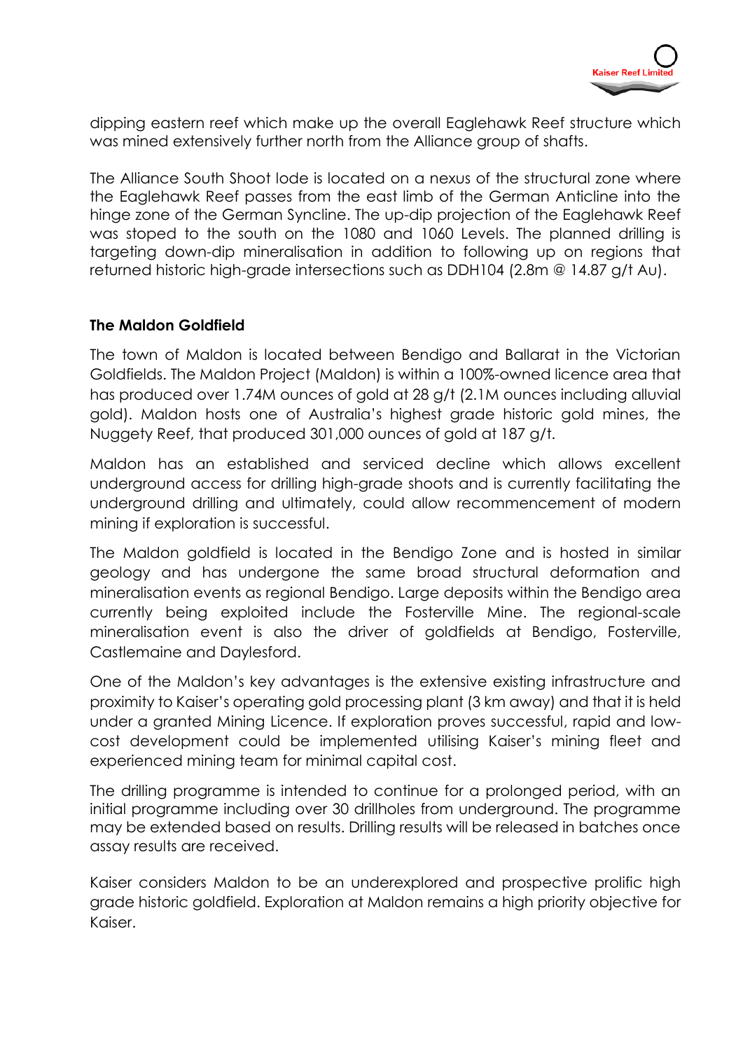dipping eastern reef which make up the overall Eaglehawk Reef structure which was mined extensively further north from the Alliance group of shafts.

The Alliance South Shoot lode is located on a nexus of the structural zone where the Eaglehawk Reef passes from the east limb of the German Anticline into the hinge zone of the German Syncline. The up-dip projection of the Eaglehawk Reef was stoped to the south on the 1080 and 1060 Levels. The planned drilling is targeting down-dip mineralisation in addition to following up on regions that returned historic high-grade intersections such as DDH104 (2.8m @ 14.87 g/t Au).

**The Maldon Goldfield**

The town of Maldon is located between Bendigo and Ballarat in the Victorian Goldfields. The Maldon Project (Maldon) is within a 100%-owned licence area that has produced over 1.74M ounces of gold at 28 g/t (2.1M ounces including alluvial gold). Maldon hosts one of Australia's highest grade historic gold mines, the Nuggety Reef, that produced 301,000 ounces of gold at 187 g/t.

Maldon has an established and serviced decline which allows excellent underground access for drilling high-grade shoots and is currently facilitating the underground drilling and ultimately, could allow recommencement of modern mining if exploration is successful.

The Maldon goldfield is located in the Bendigo Zone and is hosted in similar geology and has undergone the same broad structural deformation and mineralisation events as regional Bendigo. Large deposits within the Bendigo area currently being exploited include the Fosterville Mine. The regional-scale mineralisation event is also the driver of goldfields at Bendigo, Fosterville, Castlemaine and Daylesford.

One of the Maldon's key advantages is the extensive existing infrastructure and proximity to Kaiser's operating gold processing plant (3 km away) and that it is held under a granted Mining Licence. If exploration proves successful, rapid and low-cost development could be implemented utilising Kaiser's mining fleet and experienced mining team for minimal capital cost.

The drilling programme is intended to continue for a prolonged period, with an initial programme including over 30 drillholes from underground. The programme may be extended based on results. Drilling results will be released in batches once assay results are received.

Kaiser considers Maldon to be an underexplored and prospective prolific high grade historic goldfield. Exploration at Maldon remains a high priority objective for Kaiser.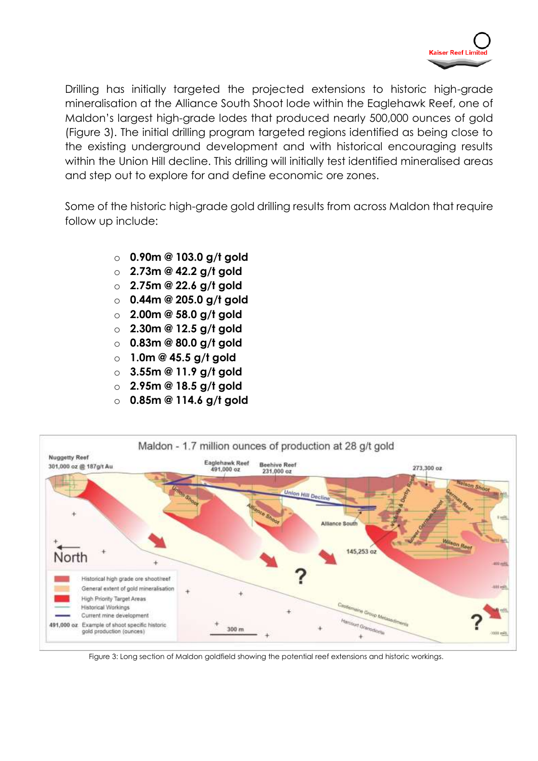Drilling has initially targeted the projected extensions to historic high-grade mineralisation at the Alliance South Shoot lode within the Eaglehawk Reef, one of Maldon's largest high-grade lodes that produced nearly 500,000 ounces of gold (Figure 3). The initial drilling program targeted regions identified as being close to the existing underground development and with historical encouraging results within the Union Hill decline. This drilling will initially test identified mineralised areas and step out to explore for and define economic ore zones.

Some of the historic high-grade gold drilling results from across Maldon that require follow up include:

- **0.90m @ 103.0 g/t gold**
- **2.73m @ 42.2 g/t gold**
- **2.75m @ 22.6 g/t gold**
- **0.44m @ 205.0 g/t gold**
- **2.00m @ 58.0 g/t gold**
- **2.30m @ 12.5 g/t gold**
- **0.83m @ 80.0 g/t gold**
- **1.0m @ 45.5 g/t gold**
- **3.55m @ 11.9 g/t gold**
- **2.95m @ 18.5 g/t gold**
- **0.85m @ 114.6 g/t gold**

Figure 3: Long section of Maldon goldfield showing the potential reef extensions and historic workings.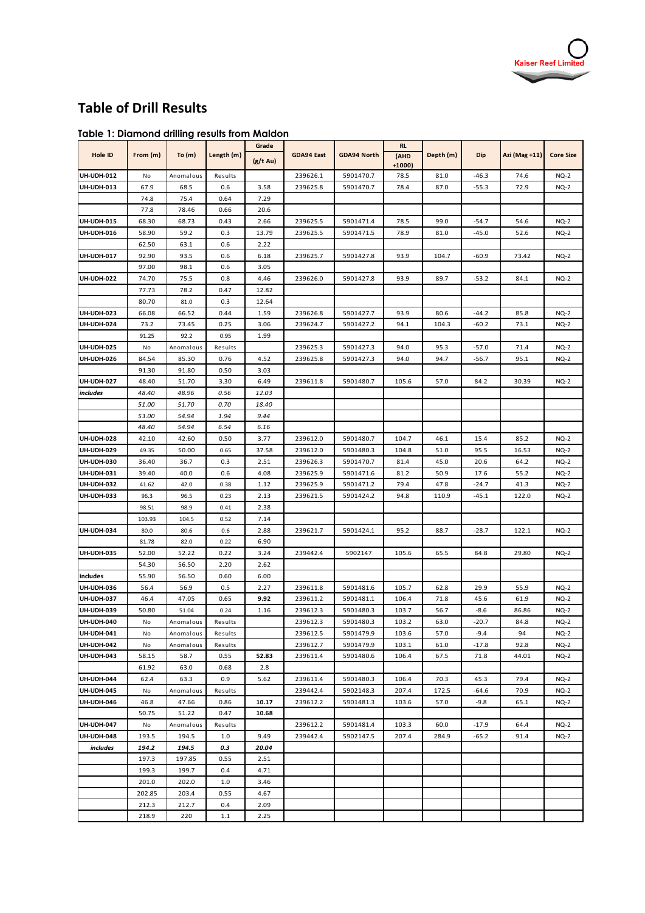# Table of Drill Results

## Table 1: Diamond drilling results from Maldon

| Hole ID | From (m) | To (m) | Length (m) | Grade (g/t Au) | GDA94 East | GDA94 North | RL (AHD +1000) | Depth (m) | Dip | Azi (Mag +11) | Core Size |
|---|---|---|---|---|---|---|---|---|---|---|---|
| UH-UDH-012 | No | Anomalous | Results | | 239626.1 | 5901470.7 | 78.5 | 81.0 | -46.3 | 74.6 | NQ-2 |
| UH-UDH-013 | 67.9 | 68.5 | 0.6 | 3.58 | 239625.8 | 5901470.7 | 78.4 | 87.0 | -55.3 | 72.9 | NQ-2 |
| | 74.8 | 75.4 | 0.64 | 7.29 | | | | | | | |
| | 77.8 | 78.46 | 0.66 | 20.6 | | | | | | | |
| UH-UDH-015 | 68.30 | 68.73 | 0.43 | 2.66 | 239625.5 | 5901471.4 | 78.5 | 99.0 | -54.7 | 54.6 | NQ-2 |
| UH-UDH-016 | 58.90 | 59.2 | 0.3 | 13.79 | 239625.5 | 5901471.5 | 78.9 | 81.0 | -45.0 | 52.6 | NQ-2 |
| | 62.50 | 63.1 | 0.6 | 2.22 | | | | | | | |
| UH-UDH-017 | 92.90 | 93.5 | 0.6 | 6.18 | 239625.7 | 5901427.8 | 93.9 | 104.7 | -60.9 | 73.42 | NQ-2 |
| | 97.00 | 98.1 | 0.6 | 3.05 | | | | | | | |
| UH-UDH-022 | 74.70 | 75.5 | 0.8 | 4.46 | 239626.0 | 5901427.8 | 93.9 | 89.7 | -53.2 | 84.1 | NQ-2 |
| | 77.73 | 78.2 | 0.47 | 12.82 | | | | | | | |
| | 80.70 | 81.0 | 0.3 | 12.64 | | | | | | | |
| UH-UDH-023 | 66.08 | 66.52 | 0.44 | 1.59 | 239626.8 | 5901427.7 | 93.9 | 80.6 | -44.2 | 85.8 | NQ-2 |
| UH-UDH-024 | 73.2 | 73.45 | 0.25 | 3.06 | 239624.7 | 5901427.2 | 94.1 | 104.3 | -60.2 | 73.1 | NQ-2 |
| | 91.25 | 92.2 | 0.95 | 1.99 | | | | | | | |
| UH-UDH-025 | No | Anomalous | Results | | 239625.3 | 5901427.3 | 94.0 | 95.3 | -57.0 | 71.4 | NQ-2 |
| UH-UDH-026 | 84.54 | 85.30 | 0.76 | 4.52 | 239625.8 | 5901427.3 | 94.0 | 94.7 | -56.7 | 95.1 | NQ-2 |
| | 91.30 | 91.80 | 0.50 | 3.03 | | | | | | | |
| UH-UDH-027 | 48.40 | 51.70 | 3.30 | 6.49 | 239611.8 | 5901480.7 | 105.6 | 57.0 | 84.2 | 30.39 | NQ-2 |
| *includes* | *48.40* | *48.96* | *0.56* | *12.03* | | | | | | | |
| | *51.00* | *51.70* | *0.70* | *18.40* | | | | | | | |
| | *53.00* | *54.94* | *1.94* | *9.44* | | | | | | | |
| | *48.40* | *54.94* | *6.54* | *6.16* | | | | | | | |
| UH-UDH-028 | 42.10 | 42.60 | 0.50 | 3.77 | 239612.0 | 5901480.7 | 104.7 | 46.1 | 15.4 | 85.2 | NQ-2 |
| UH-UDH-029 | 49.35 | 50.00 | 0.65 | 37.58 | 239612.0 | 5901480.3 | 104.8 | 51.0 | 95.5 | 16.53 | NQ-2 |
| UH-UDH-030 | 36.40 | 36.7 | 0.3 | 2.51 | 239626.3 | 5901470.7 | 81.4 | 45.0 | 20.6 | 64.2 | NQ-2 |
| UH-UDH-031 | 39.40 | 40.0 | 0.6 | 4.08 | 239625.9 | 5901471.6 | 81.2 | 50.9 | 17.6 | 55.2 | NQ-2 |
| UH-UDH-032 | 41.62 | 42.0 | 0.38 | 1.12 | 239625.9 | 5901471.2 | 79.4 | 47.8 | -24.7 | 41.3 | NQ-2 |
| UH-UDH-033 | 96.3 | 96.5 | 0.23 | 2.13 | 239621.5 | 5901424.2 | 94.8 | 110.9 | -45.1 | 122.0 | NQ-2 |
| | 98.51 | 98.9 | 0.41 | 2.38 | | | | | | | |
| | 103.93 | 104.5 | 0.52 | 7.14 | | | | | | | |
| UH-UDH-034 | 80.0 | 80.6 | 0.6 | 2.88 | 239621.7 | 5901424.1 | 95.2 | 88.7 | -28.7 | 122.1 | NQ-2 |
| | 81.78 | 82.0 | 0.22 | 6.90 | | | | | | | |
| UH-UDH-035 | 52.00 | 52.22 | 0.22 | 3.24 | 239442.4 | 5902147 | 105.6 | 65.5 | 84.8 | 29.80 | NQ-2 |
| | 54.30 | 56.50 | 2.20 | 2.62 | | | | | | | |
| includes | 55.90 | 56.50 | 0.60 | 6.00 | | | | | | | |
| UH-UDH-036 | 56.4 | 56.9 | 0.5 | 2.27 | 239611.8 | 5901481.6 | 105.7 | 62.8 | 29.9 | 55.9 | NQ-2 |
| UH-UDH-037 | 46.4 | 47.05 | 0.65 | **9.92** | 239611.2 | 5901481.1 | 106.4 | 71.8 | 45.6 | 61.9 | NQ-2 |
| UH-UDH-039 | 50.80 | 51.04 | 0.24 | 1.16 | 239612.3 | 5901480.3 | 103.7 | 56.7 | -8.6 | 86.86 | NQ-2 |
| UH-UDH-040 | No | Anomalous | Results | | 239612.3 | 5901480.3 | 103.2 | 63.0 | -20.7 | 84.8 | NQ-2 |
| UH-UDH-041 | No | Anomalous | Results | | 239612.5 | 5901479.9 | 103.6 | 57.0 | -9.4 | 94 | NQ-2 |
| UH-UDH-042 | No | Anomalous | Results | | 239612.7 | 5901479.9 | 103.1 | 61.0 | -17.8 | 92.8 | NQ-2 |
| UH-UDH-043 | 58.15 | 58.7 | 0.55 | **52.83** | 239611.4 | 5901480.6 | 106.4 | 67.5 | 71.8 | 44.01 | NQ-2 |
| | 61.92 | 63.0 | 0.68 | 2.8 | | | | | | | |
| UH-UDH-044 | 62.4 | 63.3 | 0.9 | 5.62 | 239611.4 | 5901480.3 | 106.4 | 70.3 | 45.3 | 79.4 | NQ-2 |
| UH-UDH-045 | No | Anomalous | Results | | 239442.4 | 5902148.3 | 207.4 | 172.5 | -64.6 | 70.9 | NQ-2 |
| UH-UDH-046 | 46.8 | 47.66 | 0.86 | **10.17** | 239612.2 | 5901481.3 | 103.6 | 57.0 | -9.8 | 65.1 | NQ-2 |
| | 50.75 | 51.22 | 0.47 | **10.68** | | | | | | | |
| UH-UDH-047 | No | Anomalous | Results | | 239612.2 | 5901481.4 | 103.3 | 60.0 | -17.9 | 64.4 | NQ-2 |
| UH-UDH-048 | 193.5 | 194.5 | 1.0 | 9.49 | 239442.4 | 5902147.5 | 207.4 | 284.9 | -65.2 | 91.4 | NQ-2 |
| ***includes*** | ***194.2*** | ***194.5*** | ***0.3*** | ***20.04*** | | | | | | | |
| | 197.3 | 197.85 | 0.55 | 2.51 | | | | | | | |
| | 199.3 | 199.7 | 0.4 | 4.71 | | | | | | | |
| | 201.0 | 202.0 | 1.0 | 3.46 | | | | | | | |
| | 202.85 | 203.4 | 0.55 | 4.67 | | | | | | | |
| | 212.3 | 212.7 | 0.4 | 2.09 | | | | | | | |
| | 218.9 | 220 | 1.1 | 2.25 | | | | | | | |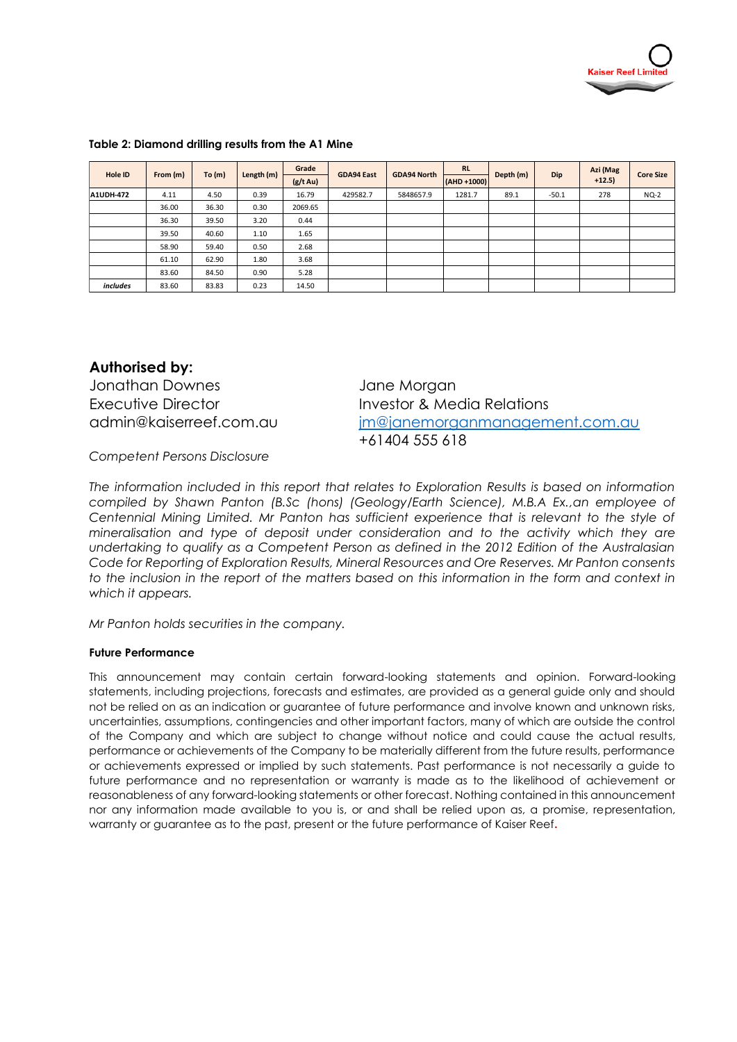**Table 2: Diamond drilling results from the A1 Mine**

| Hole ID | From (m) | To (m) | Length (m) | Grade (g/t Au) | GDA94 East | GDA94 North | RL (AHD +1000) | Depth (m) | Dip | Azi (Mag +12.5) | Core Size |
|---|---|---|---|---|---|---|---|---|---|---|---|
| **A1UDH-472** | 4.11 | 4.50 | 0.39 | 16.79 | 429582.7 | 5848657.9 | 1281.7 | 89.1 | -50.1 | 278 | NQ-2 |
| | 36.00 | 36.30 | 0.30 | 2069.65 | | | | | | | |
| | 36.30 | 39.50 | 3.20 | 0.44 | | | | | | | |
| | 39.50 | 40.60 | 1.10 | 1.65 | | | | | | | |
| | 58.90 | 59.40 | 0.50 | 2.68 | | | | | | | |
| | 61.10 | 62.90 | 1.80 | 3.68 | | | | | | | |
| | 83.60 | 84.50 | 0.90 | 5.28 | | | | | | | |
| ***includes*** | 83.60 | 83.83 | 0.23 | 14.50 | | | | | | | |

## Authorised by:

Jonathan Downes
Executive Director
admin@kaiserreef.com.au

Jane Morgan
Investor & Media Relations
jm@janemorganmanagement.com.au
+61404 555 618

*Competent Persons Disclosure*

*The information included in this report that relates to Exploration Results is based on information compiled by Shawn Panton (B.Sc (hons) (Geology/Earth Science), M.B.A Ex.,an employee of Centennial Mining Limited. Mr Panton has sufficient experience that is relevant to the style of mineralisation and type of deposit under consideration and to the activity which they are undertaking to qualify as a Competent Person as defined in the 2012 Edition of the Australasian Code for Reporting of Exploration Results, Mineral Resources and Ore Reserves. Mr Panton consents to the inclusion in the report of the matters based on this information in the form and context in which it appears.*

*Mr Panton holds securities in the company.*

**Future Performance**

This announcement may contain certain forward-looking statements and opinion. Forward-looking statements, including projections, forecasts and estimates, are provided as a general guide only and should not be relied on as an indication or guarantee of future performance and involve known and unknown risks, uncertainties, assumptions, contingencies and other important factors, many of which are outside the control of the Company and which are subject to change without notice and could cause the actual results, performance or achievements of the Company to be materially different from the future results, performance or achievements expressed or implied by such statements. Past performance is not necessarily a guide to future performance and no representation or warranty is made as to the likelihood of achievement or reasonableness of any forward-looking statements or other forecast. Nothing contained in this announcement nor any information made available to you is, or and shall be relied upon as, a promise, representation, warranty or guarantee as to the past, present or the future performance of Kaiser Reef.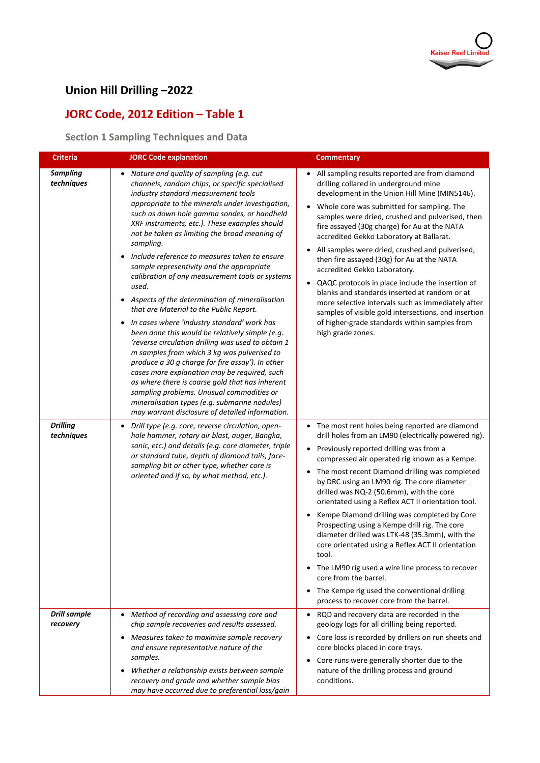# Union Hill Drilling –2022

## JORC Code, 2012 Edition – Table 1

### Section 1 Sampling Techniques and Data

| Criteria | JORC Code explanation | Commentary |
|---|---|---|
| ***Sampling techniques*** | • *Nature and quality of sampling (e.g. cut channels, random chips, or specific specialised industry standard measurement tools appropriate to the minerals under investigation, such as down hole gamma sondes, or handheld XRF instruments, etc.). These examples should not be taken as limiting the broad meaning of sampling.*<br>• *Include reference to measures taken to ensure sample representivity and the appropriate calibration of any measurement tools or systems used.*<br>• *Aspects of the determination of mineralisation that are Material to the Public Report.*<br>• *In cases where 'industry standard' work has been done this would be relatively simple (e.g. 'reverse circulation drilling was used to obtain 1 m samples from which 3 kg was pulverised to produce a 30 g charge for fire assay'). In other cases more explanation may be required, such as where there is coarse gold that has inherent sampling problems. Unusual commodities or mineralisation types (e.g. submarine nodules) may warrant disclosure of detailed information.* | • All sampling results reported are from diamond drilling collared in underground mine development in the Union Hill Mine (MIN5146).<br>• Whole core was submitted for sampling. The samples were dried, crushed and pulverised, then fire assayed (30g charge) for Au at the NATA accredited Gekko Laboratory at Ballarat.<br>• All samples were dried, crushed and pulverised, then fire assayed (30g) for Au at the NATA accredited Gekko Laboratory.<br>• QAQC protocols in place include the insertion of blanks and standards inserted at random or at more selective intervals such as immediately after samples of visible gold intersections, and insertion of higher-grade standards within samples from high grade zones. |
| ***Drilling techniques*** | • *Drill type (e.g. core, reverse circulation, open-hole hammer, rotary air blast, auger, Bangka, sonic, etc.) and details (e.g. core diameter, triple or standard tube, depth of diamond tails, face-sampling bit or other type, whether core is oriented and if so, by what method, etc.).* | • The most rent holes being reported are diamond drill holes from an LM90 (electrically powered rig).<br>• Previously reported drilling was from a compressed air operated rig known as a Kempe.<br>• The most recent Diamond drilling was completed by DRC using an LM90 rig. The core diameter drilled was NQ-2 (50.6mm), with the core orientated using a Reflex ACT II orientation tool.<br>• Kempe Diamond drilling was completed by Core Prospecting using a Kempe drill rig. The core diameter drilled was LTK-48 (35.3mm), with the core orientated using a Reflex ACT II orientation tool.<br>• The LM90 rig used a wire line process to recover core from the barrel.<br>• The Kempe rig used the conventional drilling process to recover core from the barrel. |
| ***Drill sample recovery*** | • *Method of recording and assessing core and chip sample recoveries and results assessed.*<br>• *Measures taken to maximise sample recovery and ensure representative nature of the samples.*<br>• *Whether a relationship exists between sample recovery and grade and whether sample bias may have occurred due to preferential loss/gain* | • RQD and recovery data are recorded in the geology logs for all drilling being reported.<br>• Core loss is recorded by drillers on run sheets and core blocks placed in core trays.<br>• Core runs were generally shorter due to the nature of the drilling process and ground conditions. |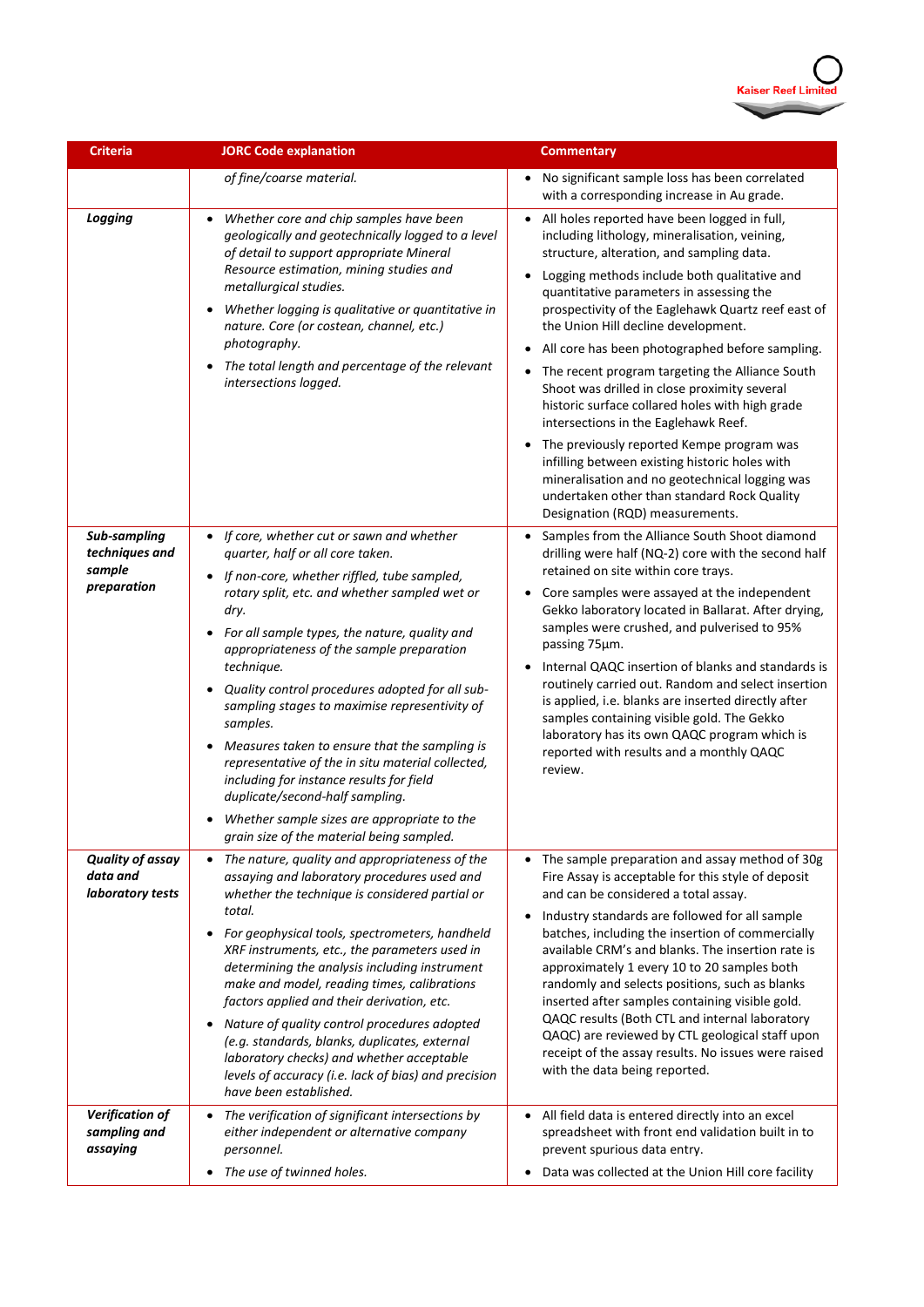| Criteria | JORC Code explanation | Commentary |
|---|---|---|
| | *of fine/coarse material.* | • No significant sample loss has been correlated with a corresponding increase in Au grade. |
| ***Logging*** | • *Whether core and chip samples have been geologically and geotechnically logged to a level of detail to support appropriate Mineral Resource estimation, mining studies and metallurgical studies.*<br>• *Whether logging is qualitative or quantitative in nature. Core (or costean, channel, etc.) photography.*<br>• *The total length and percentage of the relevant intersections logged.* | • All holes reported have been logged in full, including lithology, mineralisation, veining, structure, alteration, and sampling data.<br>• Logging methods include both qualitative and quantitative parameters in assessing the prospectivity of the Eaglehawk Quartz reef east of the Union Hill decline development.<br>• All core has been photographed before sampling.<br>• The recent program targeting the Alliance South Shoot was drilled in close proximity several historic surface collared holes with high grade intersections in the Eaglehawk Reef.<br>• The previously reported Kempe program was infilling between existing historic holes with mineralisation and no geotechnical logging was undertaken other than standard Rock Quality Designation (RQD) measurements. |
| ***Sub-sampling techniques and sample preparation*** | • *If core, whether cut or sawn and whether quarter, half or all core taken.*<br>• *If non-core, whether riffled, tube sampled, rotary split, etc. and whether sampled wet or dry.*<br>• *For all sample types, the nature, quality and appropriateness of the sample preparation technique.*<br>• *Quality control procedures adopted for all sub-sampling stages to maximise representivity of samples.*<br>• *Measures taken to ensure that the sampling is representative of the in situ material collected, including for instance results for field duplicate/second-half sampling.*<br>• *Whether sample sizes are appropriate to the grain size of the material being sampled.* | • Samples from the Alliance South Shoot diamond drilling were half (NQ-2) core with the second half retained on site within core trays.<br>• Core samples were assayed at the independent Gekko laboratory located in Ballarat. After drying, samples were crushed, and pulverised to 95% passing 75µm.<br>• Internal QAQC insertion of blanks and standards is routinely carried out. Random and select insertion is applied, i.e. blanks are inserted directly after samples containing visible gold. The Gekko laboratory has its own QAQC program which is reported with results and a monthly QAQC review. |
| ***Quality of assay data and laboratory tests*** | • *The nature, quality and appropriateness of the assaying and laboratory procedures used and whether the technique is considered partial or total.*<br>• *For geophysical tools, spectrometers, handheld XRF instruments, etc., the parameters used in determining the analysis including instrument make and model, reading times, calibrations factors applied and their derivation, etc.*<br>• *Nature of quality control procedures adopted (e.g. standards, blanks, duplicates, external laboratory checks) and whether acceptable levels of accuracy (i.e. lack of bias) and precision have been established.* | • The sample preparation and assay method of 30g Fire Assay is acceptable for this style of deposit and can be considered a total assay.<br>• Industry standards are followed for all sample batches, including the insertion of commercially available CRM's and blanks. The insertion rate is approximately 1 every 10 to 20 samples both randomly and selects positions, such as blanks inserted after samples containing visible gold. QAQC results (Both CTL and internal laboratory QAQC) are reviewed by CTL geological staff upon receipt of the assay results. No issues were raised with the data being reported. |
| ***Verification of sampling and assaying*** | • *The verification of significant intersections by either independent or alternative company personnel.*<br>• *The use of twinned holes.* | • All field data is entered directly into an excel spreadsheet with front end validation built in to prevent spurious data entry.<br>• Data was collected at the Union Hill core facility |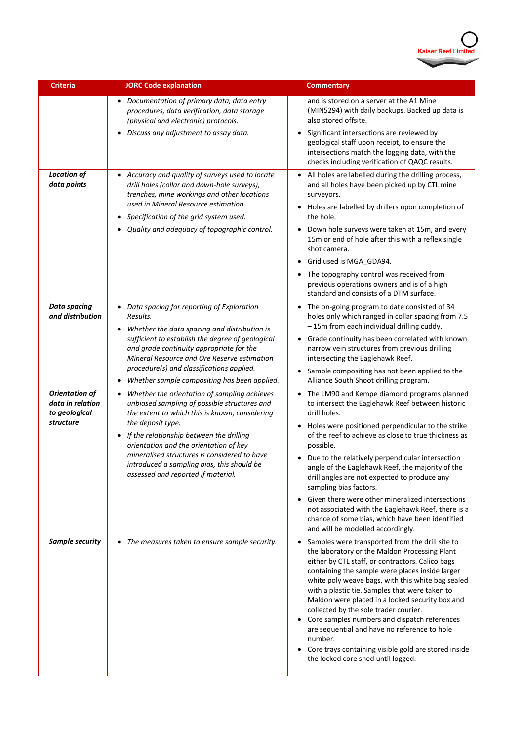| Criteria | JORC Code explanation | Commentary |
|---|---|---|
| | • *Documentation of primary data, data entry procedures, data verification, data storage (physical and electronic) protocols.*<br>• *Discuss any adjustment to assay data.* | and is stored on a server at the A1 Mine (MIN5294) with daily backups. Backed up data is also stored offsite.<br>• Significant intersections are reviewed by geological staff upon receipt, to ensure the intersections match the logging data, with the checks including verification of QAQC results. |
| ***Location of data points*** | • *Accuracy and quality of surveys used to locate drill holes (collar and down-hole surveys), trenches, mine workings and other locations used in Mineral Resource estimation.*<br>• *Specification of the grid system used.*<br>• *Quality and adequacy of topographic control.* | • All holes are labelled during the drilling process, and all holes have been picked up by CTL mine surveyors.<br>• Holes are labelled by drillers upon completion of the hole.<br>• Down hole surveys were taken at 15m, and every 15m or end of hole after this with a reflex single shot camera.<br>• Grid used is MGA_GDA94.<br>• The topography control was received from previous operations owners and is of a high standard and consists of a DTM surface. |
| ***Data spacing and distribution*** | • *Data spacing for reporting of Exploration Results.*<br>• *Whether the data spacing and distribution is sufficient to establish the degree of geological and grade continuity appropriate for the Mineral Resource and Ore Reserve estimation procedure(s) and classifications applied.*<br>• *Whether sample compositing has been applied.* | • The on-going program to date consisted of 34 holes only which ranged in collar spacing from 7.5 – 15m from each individual drilling cuddy.<br>• Grade continuity has been correlated with known narrow vein structures from previous drilling intersecting the Eaglehawk Reef.<br>• Sample compositing has not been applied to the Alliance South Shoot drilling program. |
| ***Orientation of data in relation to geological structure*** | • *Whether the orientation of sampling achieves unbiased sampling of possible structures and the extent to which this is known, considering the deposit type.*<br>• *If the relationship between the drilling orientation and the orientation of key mineralised structures is considered to have introduced a sampling bias, this should be assessed and reported if material.* | • The LM90 and Kempe diamond programs planned to intersect the Eaglehawk Reef between historic drill holes.<br>• Holes were positioned perpendicular to the strike of the reef to achieve as close to true thickness as possible.<br>• Due to the relatively perpendicular intersection angle of the Eaglehawk Reef, the majority of the drill angles are not expected to produce any sampling bias factors.<br>• Given there were other mineralized intersections not associated with the Eaglehawk Reef, there is a chance of some bias, which have been identified and will be modelled accordingly. |
| ***Sample security*** | • *The measures taken to ensure sample security.* | • Samples were transported from the drill site to the laboratory or the Maldon Processing Plant either by CTL staff, or contractors. Calico bags containing the sample were places inside larger white poly weave bags, with this white bag sealed with a plastic tie. Samples that were taken to Maldon were placed in a locked security box and collected by the sole trader courier.<br>• Core samples numbers and dispatch references are sequential and have no reference to hole number.<br>• Core trays containing visible gold are stored inside the locked core shed until logged. |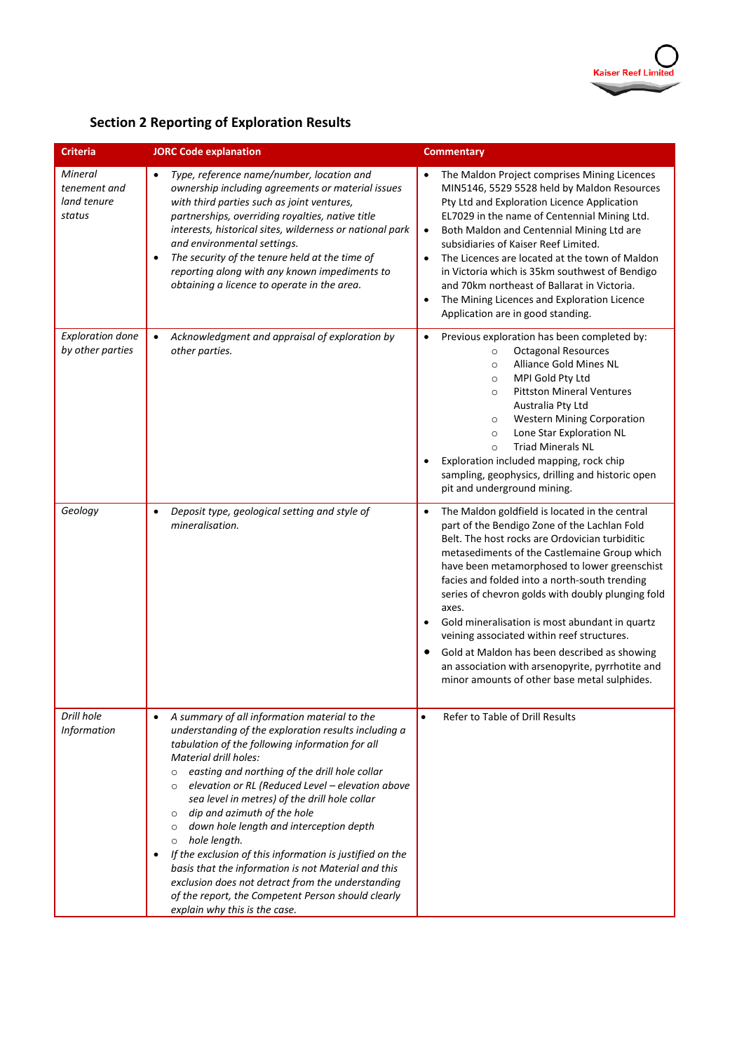## Section 2 Reporting of Exploration Results

| Criteria | JORC Code explanation | Commentary |
|---|---|---|
| *Mineral tenement and land tenure status* | • *Type, reference name/number, location and ownership including agreements or material issues with third parties such as joint ventures, partnerships, overriding royalties, native title interests, historical sites, wilderness or national park and environmental settings.*<br>• *The security of the tenure held at the time of reporting along with any known impediments to obtaining a licence to operate in the area.* | • The Maldon Project comprises Mining Licences MIN5146, 5529 5528 held by Maldon Resources Pty Ltd and Exploration Licence Application EL7029 in the name of Centennial Mining Ltd.<br>• Both Maldon and Centennial Mining Ltd are subsidiaries of Kaiser Reef Limited.<br>• The Licences are located at the town of Maldon in Victoria which is 35km southwest of Bendigo and 70km northeast of Ballarat in Victoria.<br>• The Mining Licences and Exploration Licence Application are in good standing. |
| *Exploration done by other parties* | • *Acknowledgment and appraisal of exploration by other parties.* | • Previous exploration has been completed by:<br>&nbsp;&nbsp;&nbsp;&nbsp;○ Octagonal Resources<br>&nbsp;&nbsp;&nbsp;&nbsp;○ Alliance Gold Mines NL<br>&nbsp;&nbsp;&nbsp;&nbsp;○ MPI Gold Pty Ltd<br>&nbsp;&nbsp;&nbsp;&nbsp;○ Pittston Mineral Ventures Australia Pty Ltd<br>&nbsp;&nbsp;&nbsp;&nbsp;○ Western Mining Corporation<br>&nbsp;&nbsp;&nbsp;&nbsp;○ Lone Star Exploration NL<br>&nbsp;&nbsp;&nbsp;&nbsp;○ Triad Minerals NL<br>• Exploration included mapping, rock chip sampling, geophysics, drilling and historic open pit and underground mining. |
| *Geology* | • *Deposit type, geological setting and style of mineralisation.* | • The Maldon goldfield is located in the central part of the Bendigo Zone of the Lachlan Fold Belt. The host rocks are Ordovician turbiditic metasediments of the Castlemaine Group which have been metamorphosed to lower greenschist facies and folded into a north-south trending series of chevron golds with doubly plunging fold axes.<br>• Gold mineralisation is most abundant in quartz veining associated within reef structures.<br>• Gold at Maldon has been described as showing an association with arsenopyrite, pyrrhotite and minor amounts of other base metal sulphides. |
| *Drill hole Information* | • *A summary of all information material to the understanding of the exploration results including a tabulation of the following information for all Material drill holes:*<br>&nbsp;&nbsp;&nbsp;&nbsp;○ *easting and northing of the drill hole collar*<br>&nbsp;&nbsp;&nbsp;&nbsp;○ *elevation or RL (Reduced Level – elevation above sea level in metres) of the drill hole collar*<br>&nbsp;&nbsp;&nbsp;&nbsp;○ *dip and azimuth of the hole*<br>&nbsp;&nbsp;&nbsp;&nbsp;○ *down hole length and interception depth*<br>&nbsp;&nbsp;&nbsp;&nbsp;○ *hole length.*<br>• *If the exclusion of this information is justified on the basis that the information is not Material and this exclusion does not detract from the understanding of the report, the Competent Person should clearly explain why this is the case.* | • Refer to Table of Drill Results |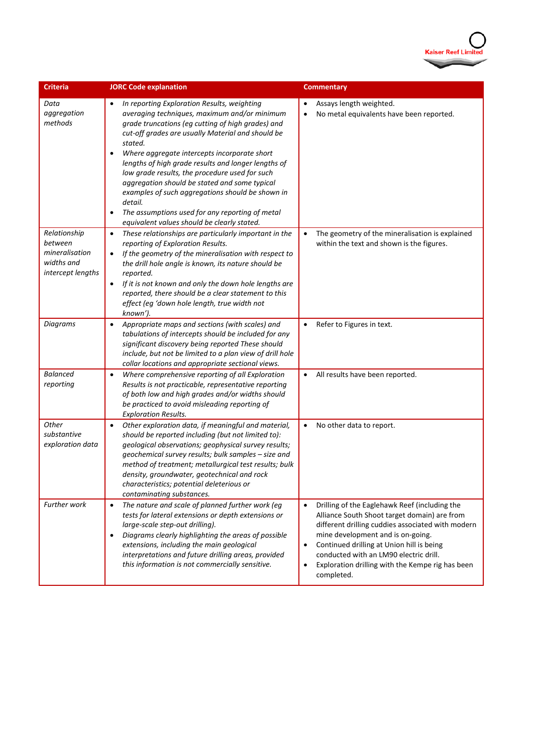| Criteria | JORC Code explanation | Commentary |
|---|---|---|
| *Data aggregation methods* | • *In reporting Exploration Results, weighting averaging techniques, maximum and/or minimum grade truncations (eg cutting of high grades) and cut-off grades are usually Material and should be stated.*<br>• *Where aggregate intercepts incorporate short lengths of high grade results and longer lengths of low grade results, the procedure used for such aggregation should be stated and some typical examples of such aggregations should be shown in detail.*<br>• *The assumptions used for any reporting of metal equivalent values should be clearly stated.* | • Assays length weighted.<br>• No metal equivalents have been reported. |
| *Relationship between mineralisation widths and intercept lengths* | • *These relationships are particularly important in the reporting of Exploration Results.*<br>• *If the geometry of the mineralisation with respect to the drill hole angle is known, its nature should be reported.*<br>• *If it is not known and only the down hole lengths are reported, there should be a clear statement to this effect (eg 'down hole length, true width not known').* | • The geometry of the mineralisation is explained within the text and shown is the figures. |
| *Diagrams* | • *Appropriate maps and sections (with scales) and tabulations of intercepts should be included for any significant discovery being reported These should include, but not be limited to a plan view of drill hole collar locations and appropriate sectional views.* | • Refer to Figures in text. |
| *Balanced reporting* | • *Where comprehensive reporting of all Exploration Results is not practicable, representative reporting of both low and high grades and/or widths should be practiced to avoid misleading reporting of Exploration Results.* | • All results have been reported. |
| *Other substantive exploration data* | • *Other exploration data, if meaningful and material, should be reported including (but not limited to): geological observations; geophysical survey results; geochemical survey results; bulk samples – size and method of treatment; metallurgical test results; bulk density, groundwater, geotechnical and rock characteristics; potential deleterious or contaminating substances.* | • No other data to report. |
| *Further work* | • *The nature and scale of planned further work (eg tests for lateral extensions or depth extensions or large-scale step-out drilling).*<br>• *Diagrams clearly highlighting the areas of possible extensions, including the main geological interpretations and future drilling areas, provided this information is not commercially sensitive.* | • Drilling of the Eaglehawk Reef (including the Alliance South Shoot target domain) are from different drilling cuddies associated with modern mine development and is on-going.<br>• Continued drilling at Union hill is being conducted with an LM90 electric drill.<br>• Exploration drilling with the Kempe rig has been completed. |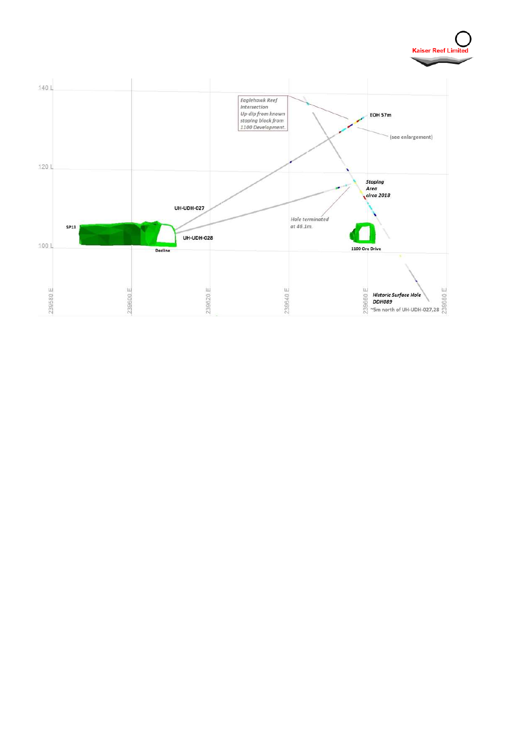140 L

120 L

100 L

*Eaglehawk Reef Intersection Up-dip from known stoping block from 1100 Development.*

EOH 57m

(see enlargement)

UH-UDH-027

UH-UDH-028

SP13

Decline

*Stoping Area circa 2018*

*Hole terminated at 46.1m.*

1100 Ore Drive

*Historic Surface Hole DDH089*

~5m north of UH-UDH-027,28

239580 E

239600 E

239620 E

239640 E

239660 E

239680 E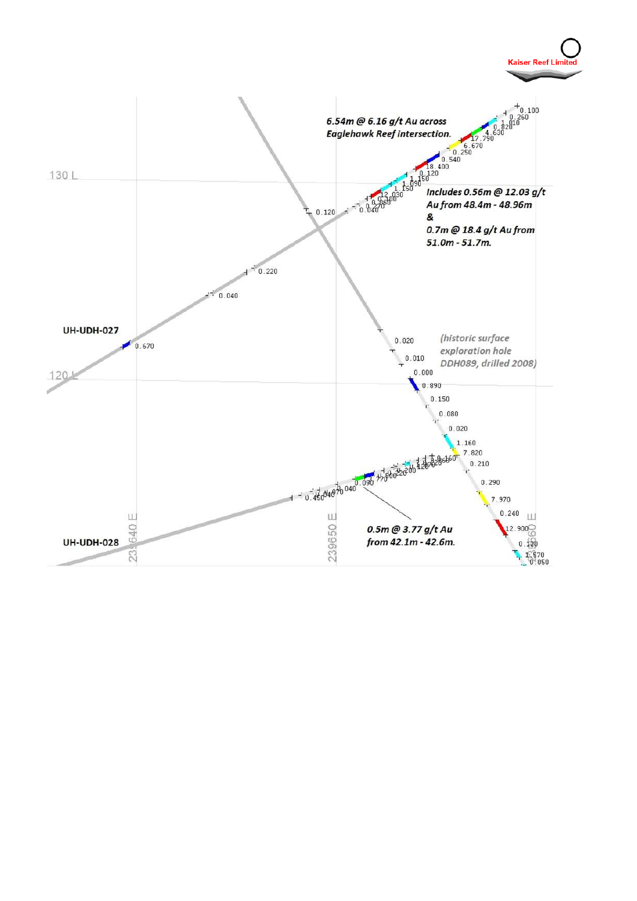6.54m @ 6.16 g/t Au across Eaglehawk Reef intersection.

Includes 0.56m @ 12.03 g/t Au from 48.4m - 48.96m & 0.7m @ 18.4 g/t Au from 51.0m - 51.7m.

UH-UDH-027

(historic surface exploration hole DDH089, drilled 2008)

UH-UDH-028

0.5m @ 3.77 g/t Au from 42.1m - 42.6m.

130 L

120 L

239640 E

239650 E

239660 E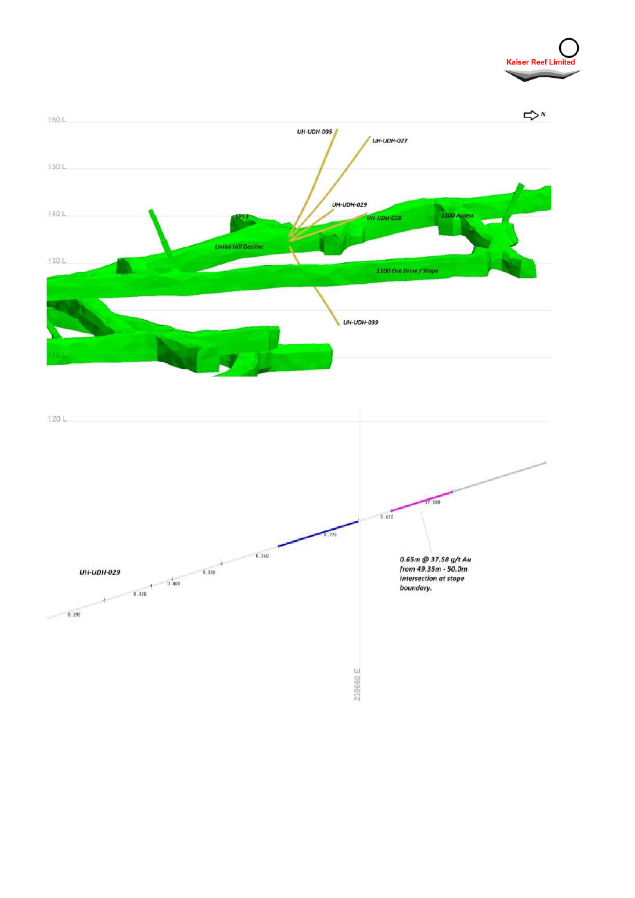160 L

150 L

140 L

130 L

110 L

UH-UDH-035

UH-UDH-027

UH-UDH-029

UH-UDH-028

UH-UDH-039

SP13

Union Hill Decline

1100 Access

1100 Ore Drive / Stope

N

120 L

UH-UDH-029

0.190

0.320

0.400

0.390

0.340

0.770

0.410

37.580

0.65m @ 37.58 g/t Au from 49.35m - 50.0m Intersection at stope boundary.

239660 E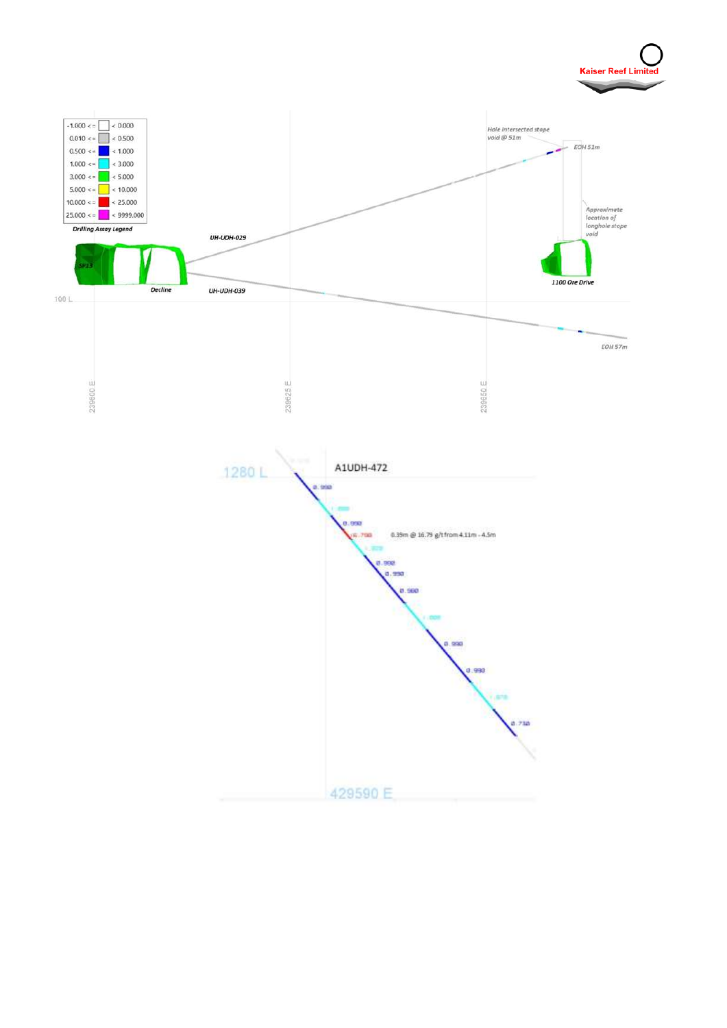| | | |
|---|---|---|
| -1.000 <= | | < 0.000 |
| 0.010 <= | | < 0.500 |
| 0.500 <= | | < 1.000 |
| 1.000 <= | | < 3.000 |
| 3.000 <= | | < 5.000 |
| 5.000 <= | | < 10.000 |
| 10.000 <= | | < 25.000 |
| 25.000 <= | | < 9999.000 |

*Drilling Assay Legend*

*Hole intersected stope void @ 51m*

*EOH 51m*

*UH-UDH-029*

*Approximate location of longhole stope void*

*SP13*

*Decline*

*UH-UDH-039*

*1100 Ore Drive*

100 L

*EOH 57m*

239600 E

239625 E

239650 E

A1UDH-472

1280 L

0.39m @ 16.79 g/t from 4.11m - 4.5m

429590 E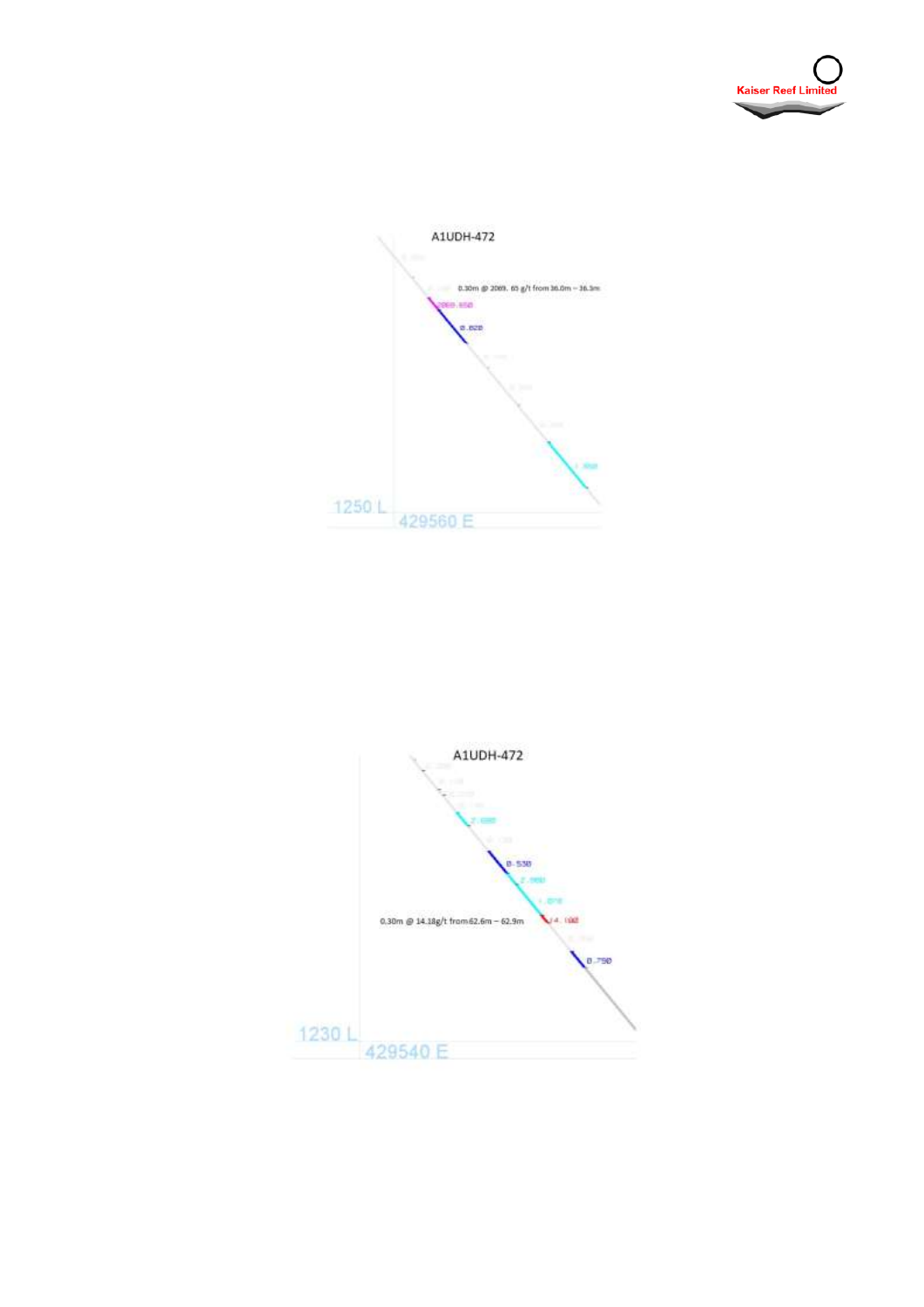A1UDH-472

0.30m @ 2069. 65 g/t from 36.0m – 36.3m

2069.650

0.820

1.950

1250 L

429560 E

A1UDH-472

2.080

0.530

2.560

1.070

0.30m @ 14.18g/t from 62.6m – 62.9m

14.180

0.750

1230 L

429540 E